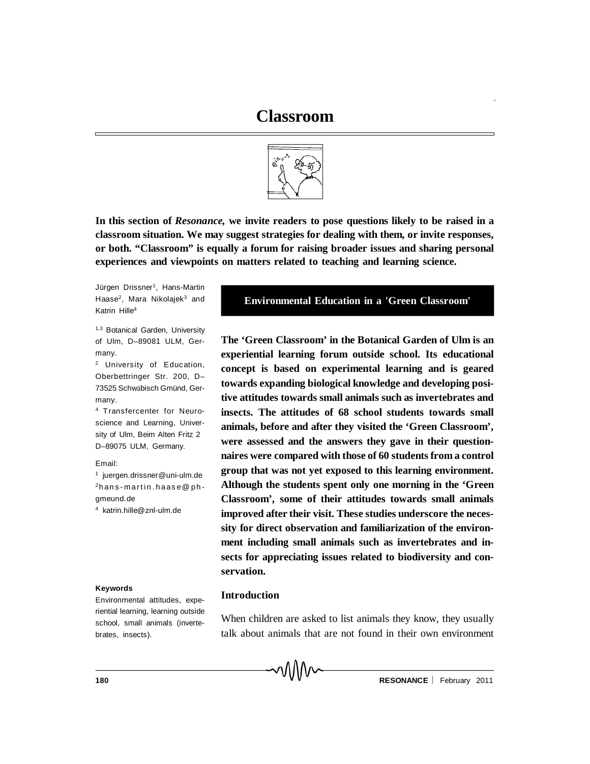# Classroom

**In this section of *Resonance*, we invite readers to pose questions likely to be raised in a classroom situation. We may suggest strategies for dealing with them, or invite responses, or both. "Classroom" is equally a forum for raising broader issues and sharing personal experiences and viewpoints on matters related to teaching and learning science.**

Jürgen Drissner[1], Hans-Martin Haase[2], Mara Nikolajek[3] and Katrin Hille[4]

[1,3] Botanical Garden, University of Ulm, D–89081 ULM, Germany.

[2] University of Education, Oberbettringer Str. 200, D–73525 Schwäbisch Gmünd, Germany.

[4] Transfercenter for Neuroscience and Learning, University of Ulm, Beim Alten Fritz 2 D–89075 ULM, Germany.

Email:

[1] juergen.drissner@uni-ulm.de

[2] hans-martin.haase@ph-gmeund.de

[4] katrin.hille@znl-ulm.de

## Environmental Education in a 'Green Classroom'

**The 'Green Classroom' in the Botanical Garden of Ulm is an experiential learning forum outside school. Its educational concept is based on experimental learning and is geared towards expanding biological knowledge and developing positive attitudes towards small animals such as invertebrates and insects. The attitudes of 68 school students towards small animals, before and after they visited the 'Green Classroom', were assessed and the answers they gave in their questionnaires were compared with those of 60 students from a control group that was not yet exposed to this learning environment. Although the students spent only one morning in the 'Green Classroom', some of their attitudes towards small animals improved after their visit. These studies underscore the necessity for direct observation and familiarization of the environment including small animals such as invertebrates and insects for appreciating issues related to biodiversity and conservation.**

**Keywords**

Environmental attitudes, experiential learning, learning outside school, small animals (invertebrates, insects).

### Introduction

When children are asked to list animals they know, they usually talk about animals that are not found in their own environment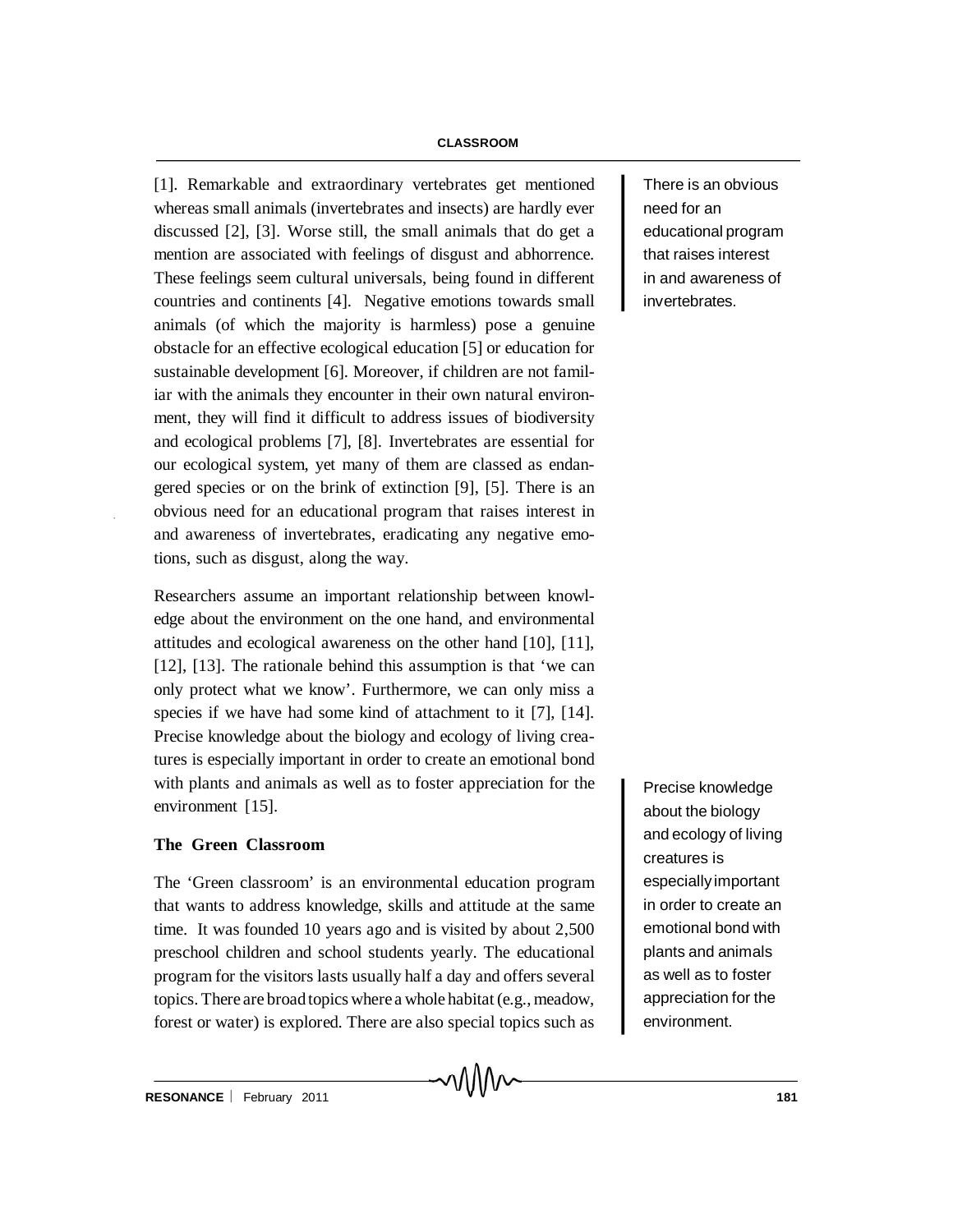[1]. Remarkable and extraordinary vertebrates get mentioned whereas small animals (invertebrates and insects) are hardly ever discussed [2], [3]. Worse still, the small animals that do get a mention are associated with feelings of disgust and abhorrence. These feelings seem cultural universals, being found in different countries and continents [4]. Negative emotions towards small animals (of which the majority is harmless) pose a genuine obstacle for an effective ecological education [5] or education for sustainable development [6]. Moreover, if children are not familiar with the animals they encounter in their own natural environment, they will find it difficult to address issues of biodiversity and ecological problems [7], [8]. Invertebrates are essential for our ecological system, yet many of them are classed as endangered species or on the brink of extinction [9], [5]. There is an obvious need for an educational program that raises interest in and awareness of invertebrates, eradicating any negative emotions, such as disgust, along the way.

There is an obvious need for an educational program that raises interest in and awareness of invertebrates.

Researchers assume an important relationship between knowledge about the environment on the one hand, and environmental attitudes and ecological awareness on the other hand [10], [11], [12], [13]. The rationale behind this assumption is that 'we can only protect what we know'. Furthermore, we can only miss a species if we have had some kind of attachment to it [7], [14]. Precise knowledge about the biology and ecology of living creatures is especially important in order to create an emotional bond with plants and animals as well as to foster appreciation for the environment [15].

Precise knowledge about the biology and ecology of living creatures is especially important in order to create an emotional bond with plants and animals as well as to foster appreciation for the environment.

## The Green Classroom

The 'Green classroom' is an environmental education program that wants to address knowledge, skills and attitude at the same time. It was founded 10 years ago and is visited by about 2,500 preschool children and school students yearly. The educational program for the visitors lasts usually half a day and offers several topics. There are broad topics where a whole habitat (e.g., meadow, forest or water) is explored. There are also special topics such as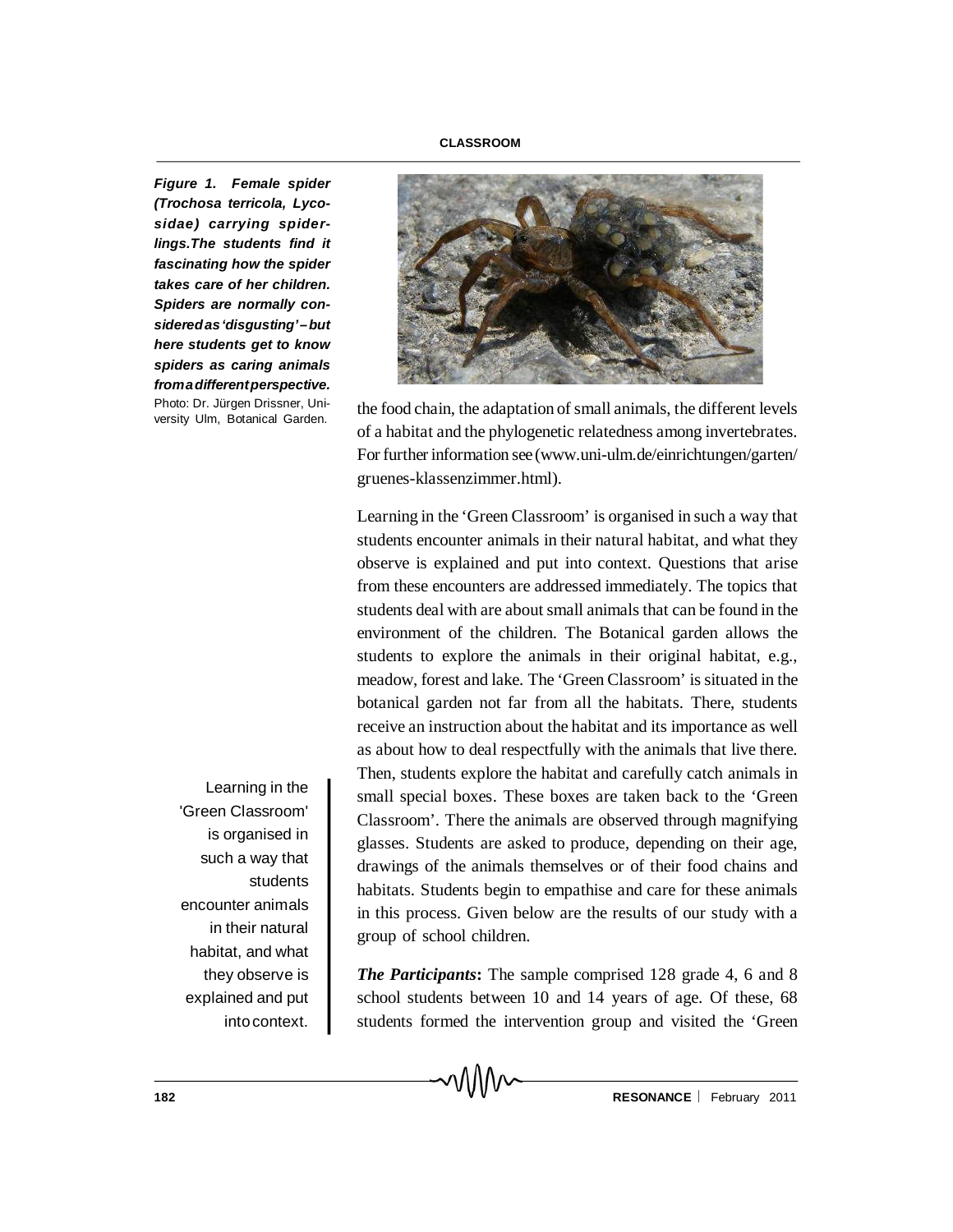***Figure 1. Female spider (Trochosa terricola, Lycosidae) carrying spiderlings. The students find it fascinating how the spider takes care of her children. Spiders are normally considered as 'disgusting' – but here students get to know spiders as caring animals from a different perspective.***

Photo: Dr. Jürgen Drissner, University Ulm, Botanical Garden.

the food chain, the adaptation of small animals, the different levels of a habitat and the phylogenetic relatedness among invertebrates. For further information see (www.uni-ulm.de/einrichtungen/garten/gruenes-klassenzimmer.html).

Learning in the 'Green Classroom' is organised in such a way that students encounter animals in their natural habitat, and what they observe is explained and put into context. Questions that arise from these encounters are addressed immediately. The topics that students deal with are about small animals that can be found in the environment of the children. The Botanical garden allows the students to explore the animals in their original habitat, e.g., meadow, forest and lake. The 'Green Classroom' is situated in the botanical garden not far from all the habitats. There, students receive an instruction about the habitat and its importance as well as about how to deal respectfully with the animals that live there. Then, students explore the habitat and carefully catch animals in small special boxes. These boxes are taken back to the 'Green Classroom'. There the animals are observed through magnifying glasses. Students are asked to produce, depending on their age, drawings of the animals themselves or of their food chains and habitats. Students begin to empathise and care for these animals in this process. Given below are the results of our study with a group of school children.

Learning in the 'Green Classroom' is organised in such a way that students encounter animals in their natural habitat, and what they observe is explained and put into context.

***The Participants*:** The sample comprised 128 grade 4, 6 and 8 school students between 10 and 14 years of age. Of these, 68 students formed the intervention group and visited the 'Green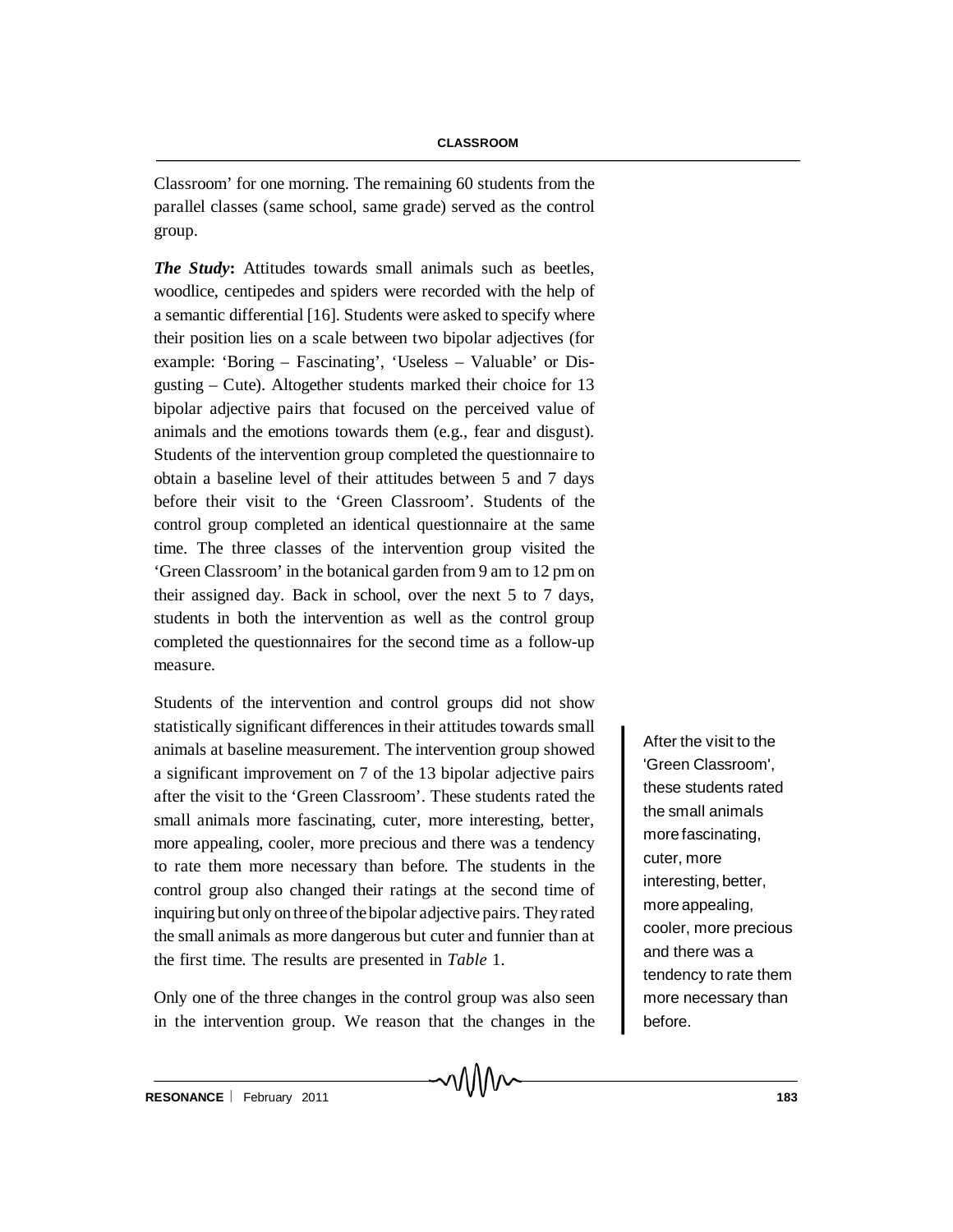Classroom' for one morning. The remaining 60 students from the parallel classes (same school, same grade) served as the control group.

***The Study*:** Attitudes towards small animals such as beetles, woodlice, centipedes and spiders were recorded with the help of a semantic differential [16]. Students were asked to specify where their position lies on a scale between two bipolar adjectives (for example: 'Boring – Fascinating', 'Useless – Valuable' or Disgusting – Cute). Altogether students marked their choice for 13 bipolar adjective pairs that focused on the perceived value of animals and the emotions towards them (e.g., fear and disgust). Students of the intervention group completed the questionnaire to obtain a baseline level of their attitudes between 5 and 7 days before their visit to the 'Green Classroom'. Students of the control group completed an identical questionnaire at the same time. The three classes of the intervention group visited the 'Green Classroom' in the botanical garden from 9 am to 12 pm on their assigned day. Back in school, over the next 5 to 7 days, students in both the intervention as well as the control group completed the questionnaires for the second time as a follow-up measure.

Students of the intervention and control groups did not show statistically significant differences in their attitudes towards small animals at baseline measurement. The intervention group showed a significant improvement on 7 of the 13 bipolar adjective pairs after the visit to the 'Green Classroom'. These students rated the small animals more fascinating, cuter, more interesting, better, more appealing, cooler, more precious and there was a tendency to rate them more necessary than before. The students in the control group also changed their ratings at the second time of inquiring but only on three of the bipolar adjective pairs. They rated the small animals as more dangerous but cuter and funnier than at the first time. The results are presented in *Table* 1.

> After the visit to the 'Green Classroom', these students rated the small animals more fascinating, cuter, more interesting, better, more appealing, cooler, more precious and there was a tendency to rate them more necessary than before.

Only one of the three changes in the control group was also seen in the intervention group. We reason that the changes in the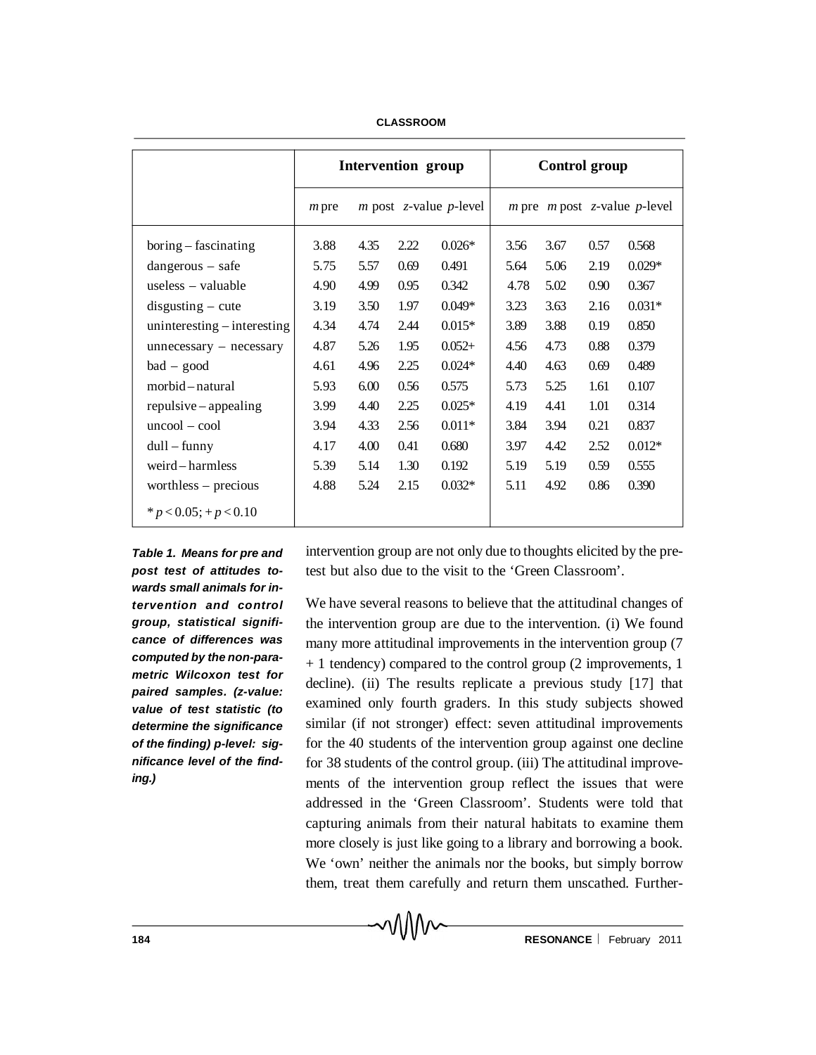| | Intervention group | | | | Control group | | | |
|---|---|---|---|---|---|---|---|---|
| | *m* pre | *m* post | *z*-value | *p*-level | *m* pre | *m* post | *z*-value | *p*-level |
| boring – fascinating | 3.88 | 4.35 | 2.22 | 0.026* | 3.56 | 3.67 | 0.57 | 0.568 |
| dangerous – safe | 5.75 | 5.57 | 0.69 | 0.491 | 5.64 | 5.06 | 2.19 | 0.029* |
| useless – valuable | 4.90 | 4.99 | 0.95 | 0.342 | 4.78 | 5.02 | 0.90 | 0.367 |
| disgusting – cute | 3.19 | 3.50 | 1.97 | 0.049* | 3.23 | 3.63 | 2.16 | 0.031* |
| uninteresting – interesting | 4.34 | 4.74 | 2.44 | 0.015* | 3.89 | 3.88 | 0.19 | 0.850 |
| unnecessary – necessary | 4.87 | 5.26 | 1.95 | 0.052+ | 4.56 | 4.73 | 0.88 | 0.379 |
| bad – good | 4.61 | 4.96 | 2.25 | 0.024* | 4.40 | 4.63 | 0.69 | 0.489 |
| morbid – natural | 5.93 | 6.00 | 0.56 | 0.575 | 5.73 | 5.25 | 1.61 | 0.107 |
| repulsive – appealing | 3.99 | 4.40 | 2.25 | 0.025* | 4.19 | 4.41 | 1.01 | 0.314 |
| uncool – cool | 3.94 | 4.33 | 2.56 | 0.011* | 3.84 | 3.94 | 0.21 | 0.837 |
| dull – funny | 4.17 | 4.00 | 0.41 | 0.680 | 3.97 | 4.42 | 2.52 | 0.012* |
| weird – harmless | 5.39 | 5.14 | 1.30 | 0.192 | 5.19 | 5.19 | 0.59 | 0.555 |
| worthless – precious | 4.88 | 5.24 | 2.15 | 0.032* | 5.11 | 4.92 | 0.86 | 0.390 |
| * $p < 0.05$; + $p < 0.10$ | | | | | | | | |

***Table 1. Means for pre and post test of attitudes towards small animals for intervention and control group, statistical significance of differences was computed by the non-parametric Wilcoxon test for paired samples. (z-value: value of test statistic (to determine the significance of the finding) p-level: significance level of the finding.)***

intervention group are not only due to thoughts elicited by the pre-test but also due to the visit to the 'Green Classroom'.

We have several reasons to believe that the attitudinal changes of the intervention group are due to the intervention. (i) We found many more attitudinal improvements in the intervention group (7 + 1 tendency) compared to the control group (2 improvements, 1 decline). (ii) The results replicate a previous study [17] that examined only fourth graders. In this study subjects showed similar (if not stronger) effect: seven attitudinal improvements for the 40 students of the intervention group against one decline for 38 students of the control group. (iii) The attitudinal improvements of the intervention group reflect the issues that were addressed in the 'Green Classroom'. Students were told that capturing animals from their natural habitats to examine them more closely is just like going to a library and borrowing a book. We 'own' neither the animals nor the books, but simply borrow them, treat them carefully and return them unscathed. Further-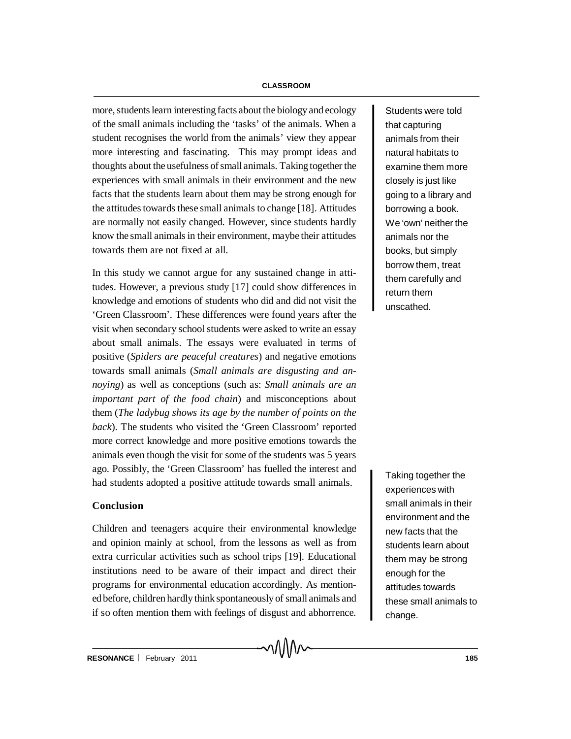more, students learn interesting facts about the biology and ecology of the small animals including the 'tasks' of the animals. When a student recognises the world from the animals' view they appear more interesting and fascinating. This may prompt ideas and thoughts about the usefulness of small animals. Taking together the experiences with small animals in their environment and the new facts that the students learn about them may be strong enough for the attitudes towards these small animals to change [18]. Attitudes are normally not easily changed. However, since students hardly know the small animals in their environment, maybe their attitudes towards them are not fixed at all.

Students were told that capturing animals from their natural habitats to examine them more closely is just like going to a library and borrowing a book. We 'own' neither the animals nor the books, but simply borrow them, treat them carefully and return them unscathed.

In this study we cannot argue for any sustained change in attitudes. However, a previous study [17] could show differences in knowledge and emotions of students who did and did not visit the 'Green Classroom'. These differences were found years after the visit when secondary school students were asked to write an essay about small animals. The essays were evaluated in terms of positive (*Spiders are peaceful creatures*) and negative emotions towards small animals (*Small animals are disgusting and annoying*) as well as conceptions (such as: *Small animals are an important part of the food chain*) and misconceptions about them (*The ladybug shows its age by the number of points on the back*). The students who visited the 'Green Classroom' reported more correct knowledge and more positive emotions towards the animals even though the visit for some of the students was 5 years ago. Possibly, the 'Green Classroom' has fuelled the interest and had students adopted a positive attitude towards small animals.

Taking together the experiences with small animals in their environment and the new facts that the students learn about them may be strong enough for the attitudes towards these small animals to change.

## Conclusion

Children and teenagers acquire their environmental knowledge and opinion mainly at school, from the lessons as well as from extra curricular activities such as school trips [19]. Educational institutions need to be aware of their impact and direct their programs for environmental education accordingly. As mentioned before, children hardly think spontaneously of small animals and if so often mention them with feelings of disgust and abhorrence.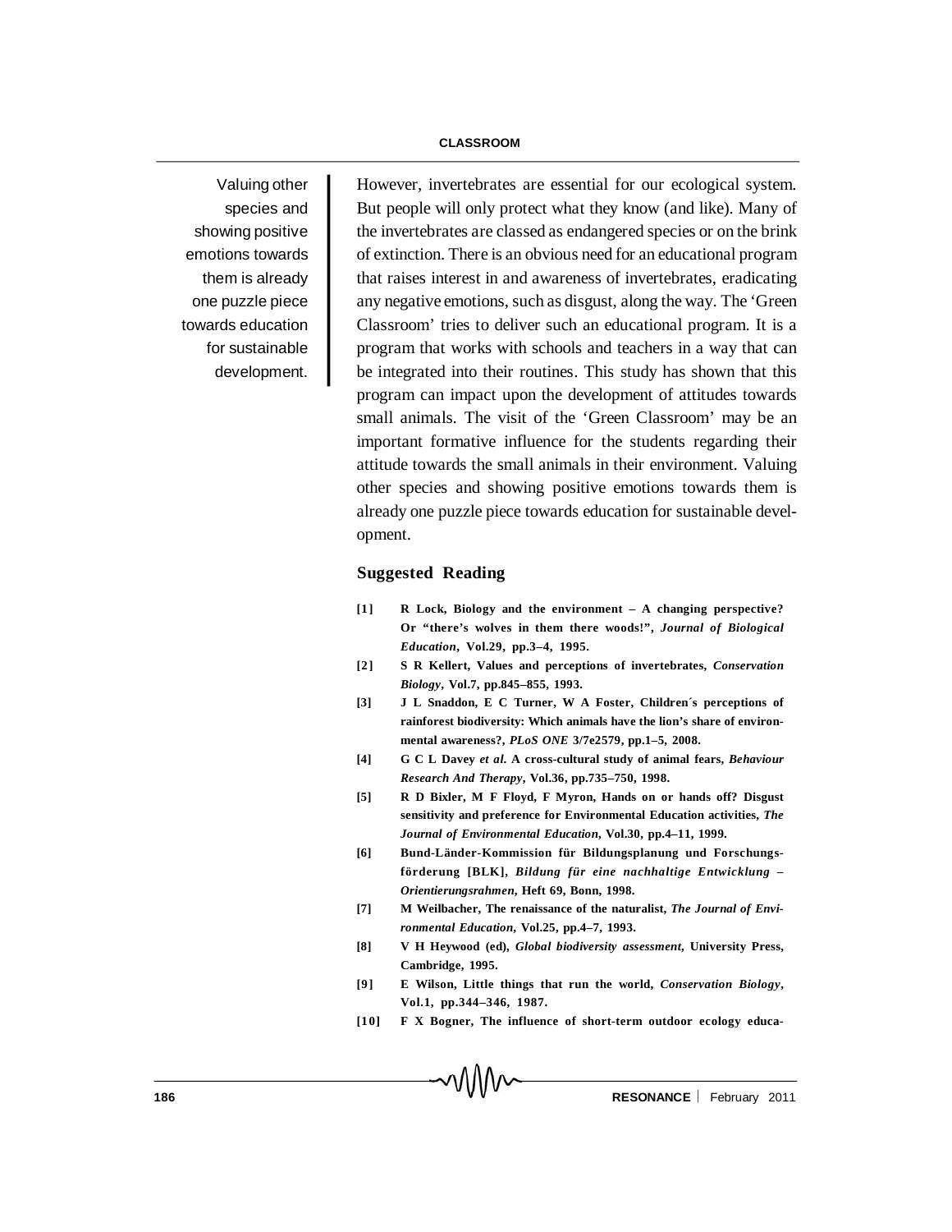Valuing other species and showing positive emotions towards them is already one puzzle piece towards education for sustainable development.

However, invertebrates are essential for our ecological system. But people will only protect what they know (and like). Many of the invertebrates are classed as endangered species or on the brink of extinction. There is an obvious need for an educational program that raises interest in and awareness of invertebrates, eradicating any negative emotions, such as disgust, along the way. The 'Green Classroom' tries to deliver such an educational program. It is a program that works with schools and teachers in a way that can be integrated into their routines. This study has shown that this program can impact upon the development of attitudes towards small animals. The visit of the 'Green Classroom' may be an important formative influence for the students regarding their attitude towards the small animals in their environment. Valuing other species and showing positive emotions towards them is already one puzzle piece towards education for sustainable development.

## Suggested Reading

**[1]** **R Lock, Biology and the environment – A changing perspective? Or "there's wolves in them there woods!",** ***Journal of Biological Education*****, Vol.29, pp.3–4, 1995.**

**[2]** **S R Kellert, Values and perceptions of invertebrates,** ***Conservation Biology*****, Vol.7, pp.845–855, 1993.**

**[3]** **J L Snaddon, E C Turner, W A Foster, Children´s perceptions of rainforest biodiversity: Which animals have the lion's share of environmental awareness?,** ***PLoS ONE*** **3/7e2579, pp.1–5, 2008.**

**[4]** **G C L Davey** ***et al.*** **A cross-cultural study of animal fears,** ***Behaviour Research And Therapy*****, Vol.36, pp.735–750, 1998.**

**[5]** **R D Bixler, M F Floyd, F Myron, Hands on or hands off? Disgust sensitivity and preference for Environmental Education activities,** ***The Journal of Environmental Education*****, Vol.30, pp.4–11, 1999.**

**[6]** **Bund-Länder-Kommission für Bildungsplanung und Forschungsförderung [BLK],** ***Bildung für eine nachhaltige Entwicklung – Orientierungsrahmen*****, Heft 69, Bonn, 1998.**

**[7]** **M Weilbacher, The renaissance of the naturalist,** ***The Journal of Environmental Education*****, Vol.25, pp.4–7, 1993.**

**[8]** **V H Heywood (ed),** ***Global biodiversity assessment*****, University Press, Cambridge, 1995.**

**[9]** **E Wilson, Little things that run the world,** ***Conservation Biology*****, Vol.1, pp.344–346, 1987.**

**[10]** **F X Bogner, The influence of short-term outdoor ecology educa-**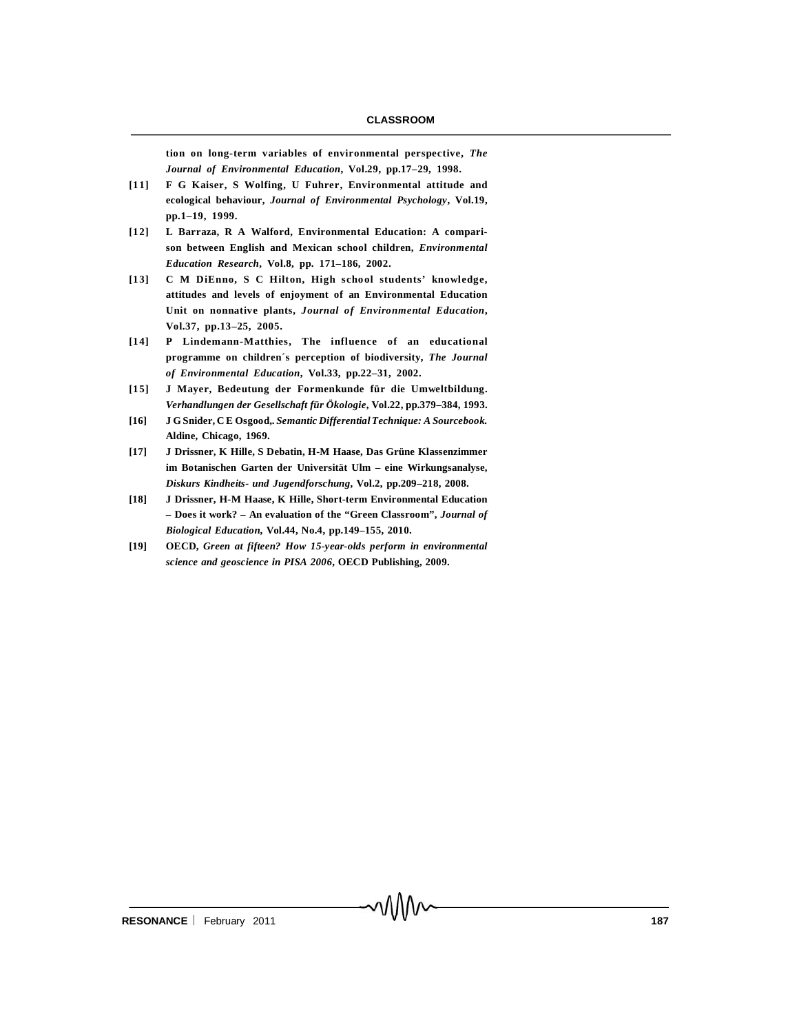tion on long-term variables of environmental perspective, *The Journal of Environmental Education*, Vol.29, pp.17–29, 1998.

[11] F G Kaiser, S Wolfing, U Fuhrer, Environmental attitude and ecological behaviour, *Journal of Environmental Psychology*, Vol.19, pp.1–19, 1999.

[12] L Barraza, R A Walford, Environmental Education: A comparison between English and Mexican school children, *Environmental Education Research*, Vol.8, pp. 171–186, 2002.

[13] C M DiEnno, S C Hilton, High school students' knowledge, attitudes and levels of enjoyment of an Environmental Education Unit on nonnative plants, *Journal of Environmental Education*, Vol.37, pp.13–25, 2005.

[14] P Lindemann-Matthies, The influence of an educational programme on children´s perception of biodiversity, *The Journal of Environmental Education*, Vol.33, pp.22–31, 2002.

[15] J Mayer, Bedeutung der Formenkunde für die Umweltbildung. *Verhandlungen der Gesellschaft für Ökologie*, Vol.22, pp.379–384, 1993.

[16] J G Snider, C E Osgood,. *Semantic Differential Technique: A Sourcebook.* Aldine, Chicago, 1969.

[17] J Drissner, K Hille, S Debatin, H-M Haase, Das Grüne Klassenzimmer im Botanischen Garten der Universität Ulm – eine Wirkungsanalyse, *Diskurs Kindheits- und Jugendforschung*, Vol.2, pp.209–218, 2008.

[18] J Drissner, H-M Haase, K Hille, Short-term Environmental Education – Does it work? – An evaluation of the "Green Classroom", *Journal of Biological Education*, Vol.44, No.4, pp.149–155, 2010.

[19] OECD, *Green at fifteen? How 15-year-olds perform in environmental science and geoscience in PISA 2006*, OECD Publishing, 2009.